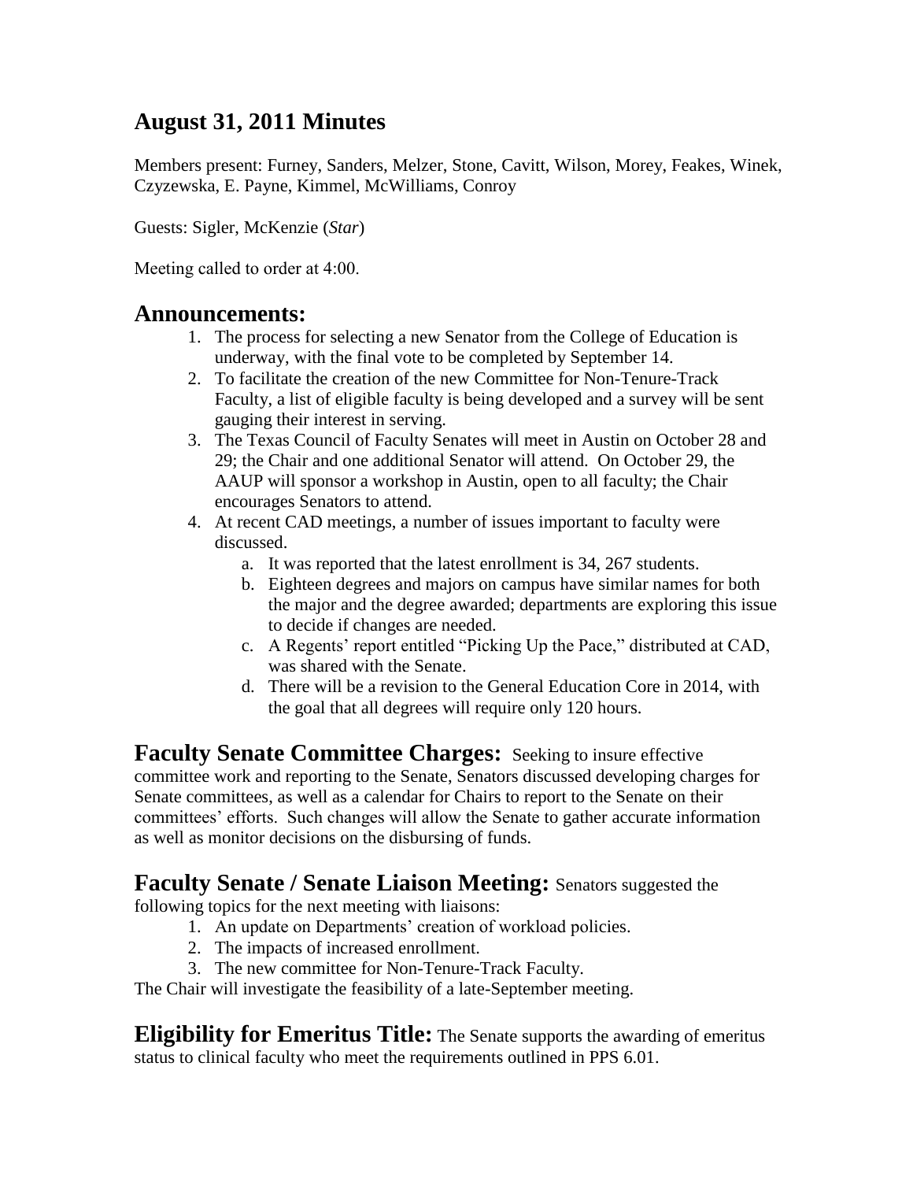# August 31, 2011 Minutes

Members present: Furney, Sanders, Melzer, Stone, Cavitt, Wilson, Morey, Feakes, Winek, Czyzewska, E. Payne, Kimmel, McWilliams, Conroy

Guests: Sigler, McKenzie (*Star*)

Meeting called to order at 4:00.

## Announcements:

1. The process for selecting a new Senator from the College of Education is underway, with the final vote to be completed by September 14.
2. To facilitate the creation of the new Committee for Non-Tenure-Track Faculty, a list of eligible faculty is being developed and a survey will be sent gauging their interest in serving.
3. The Texas Council of Faculty Senates will meet in Austin on October 28 and 29; the Chair and one additional Senator will attend. On October 29, the AAUP will sponsor a workshop in Austin, open to all faculty; the Chair encourages Senators to attend.
4. At recent CAD meetings, a number of issues important to faculty were discussed.
   a. It was reported that the latest enrollment is 34, 267 students.
   b. Eighteen degrees and majors on campus have similar names for both the major and the degree awarded; departments are exploring this issue to decide if changes are needed.
   c. A Regents' report entitled "Picking Up the Pace," distributed at CAD, was shared with the Senate.
   d. There will be a revision to the General Education Core in 2014, with the goal that all degrees will require only 120 hours.

**Faculty Senate Committee Charges:** Seeking to insure effective committee work and reporting to the Senate, Senators discussed developing charges for Senate committees, as well as a calendar for Chairs to report to the Senate on their committees' efforts. Such changes will allow the Senate to gather accurate information as well as monitor decisions on the disbursing of funds.

**Faculty Senate / Senate Liaison Meeting:** Senators suggested the following topics for the next meeting with liaisons:

1. An update on Departments' creation of workload policies.
2. The impacts of increased enrollment.
3. The new committee for Non-Tenure-Track Faculty.

The Chair will investigate the feasibility of a late-September meeting.

**Eligibility for Emeritus Title:** The Senate supports the awarding of emeritus status to clinical faculty who meet the requirements outlined in PPS 6.01.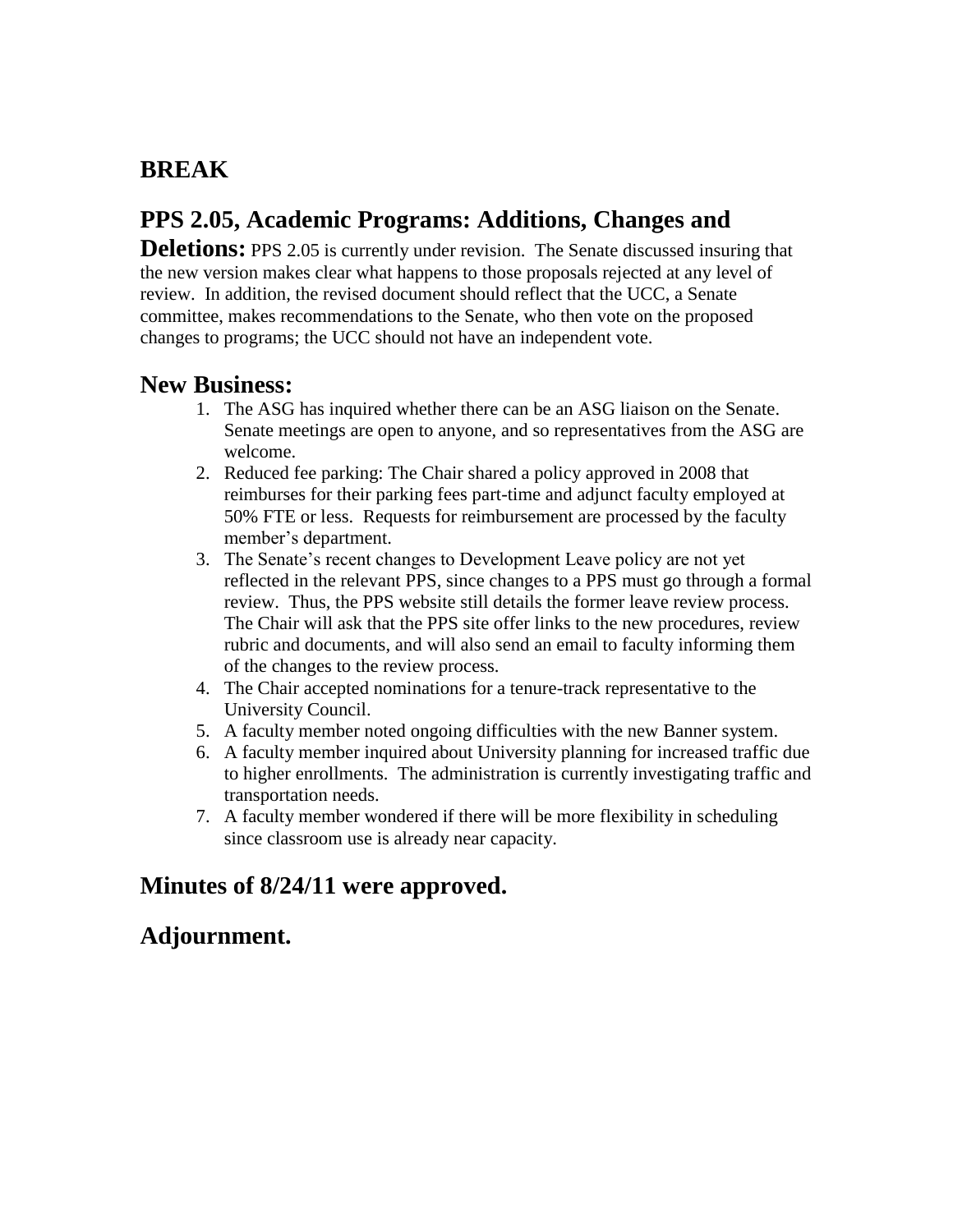## BREAK

## PPS 2.05, Academic Programs: Additions, Changes and Deletions:

PPS 2.05 is currently under revision. The Senate discussed insuring that the new version makes clear what happens to those proposals rejected at any level of review. In addition, the revised document should reflect that the UCC, a Senate committee, makes recommendations to the Senate, who then vote on the proposed changes to programs; the UCC should not have an independent vote.

## New Business:

1. The ASG has inquired whether there can be an ASG liaison on the Senate. Senate meetings are open to anyone, and so representatives from the ASG are welcome.
2. Reduced fee parking: The Chair shared a policy approved in 2008 that reimburses for their parking fees part-time and adjunct faculty employed at 50% FTE or less. Requests for reimbursement are processed by the faculty member's department.
3. The Senate's recent changes to Development Leave policy are not yet reflected in the relevant PPS, since changes to a PPS must go through a formal review. Thus, the PPS website still details the former leave review process. The Chair will ask that the PPS site offer links to the new procedures, review rubric and documents, and will also send an email to faculty informing them of the changes to the review process.
4. The Chair accepted nominations for a tenure-track representative to the University Council.
5. A faculty member noted ongoing difficulties with the new Banner system.
6. A faculty member inquired about University planning for increased traffic due to higher enrollments. The administration is currently investigating traffic and transportation needs.
7. A faculty member wondered if there will be more flexibility in scheduling since classroom use is already near capacity.

## Minutes of 8/24/11 were approved.

## Adjournment.